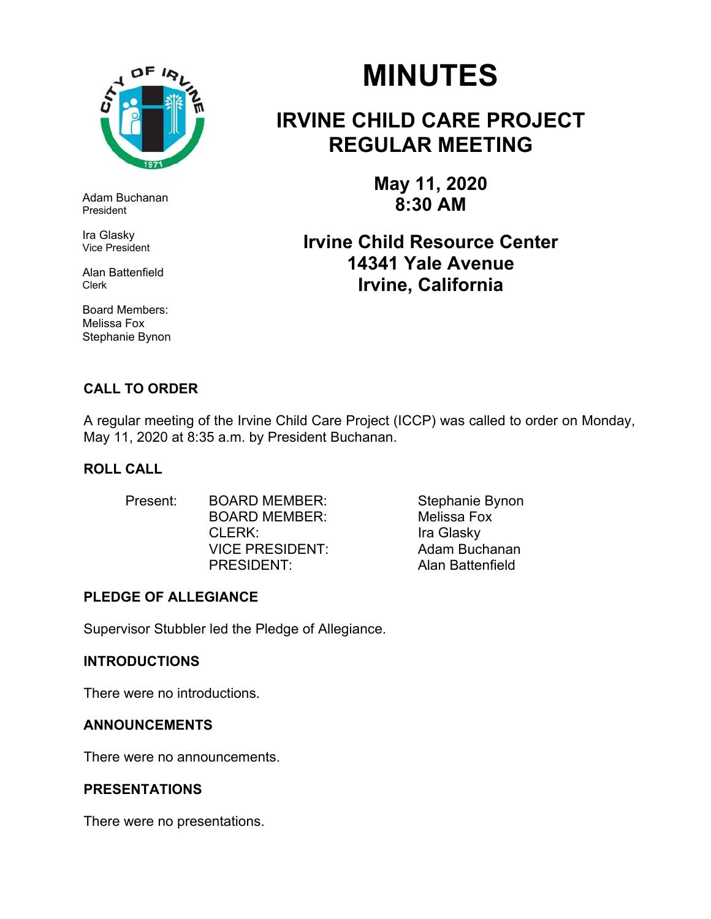# MINUTES

## IRVINE CHILD CARE PROJECT REGULAR MEETING

**May 11, 2020**
**8:30 AM**

**Irvine Child Resource Center**
**14341 Yale Avenue**
**Irvine, California**

Adam Buchanan
President

Ira Glasky
Vice President

Alan Battenfield
Clerk

Board Members:
Melissa Fox
Stephanie Bynon

### CALL TO ORDER

A regular meeting of the Irvine Child Care Project (ICCP) was called to order on Monday, May 11, 2020 at 8:35 a.m. by President Buchanan.

### ROLL CALL

| Present: | BOARD MEMBER: | Stephanie Bynon |
|---|---|---|
| | BOARD MEMBER: | Melissa Fox |
| | CLERK: | Ira Glasky |
| | VICE PRESIDENT: | Adam Buchanan |
| | PRESIDENT: | Alan Battenfield |

### PLEDGE OF ALLEGIANCE

Supervisor Stubbler led the Pledge of Allegiance.

### INTRODUCTIONS

There were no introductions.

### ANNOUNCEMENTS

There were no announcements.

### PRESENTATIONS

There were no presentations.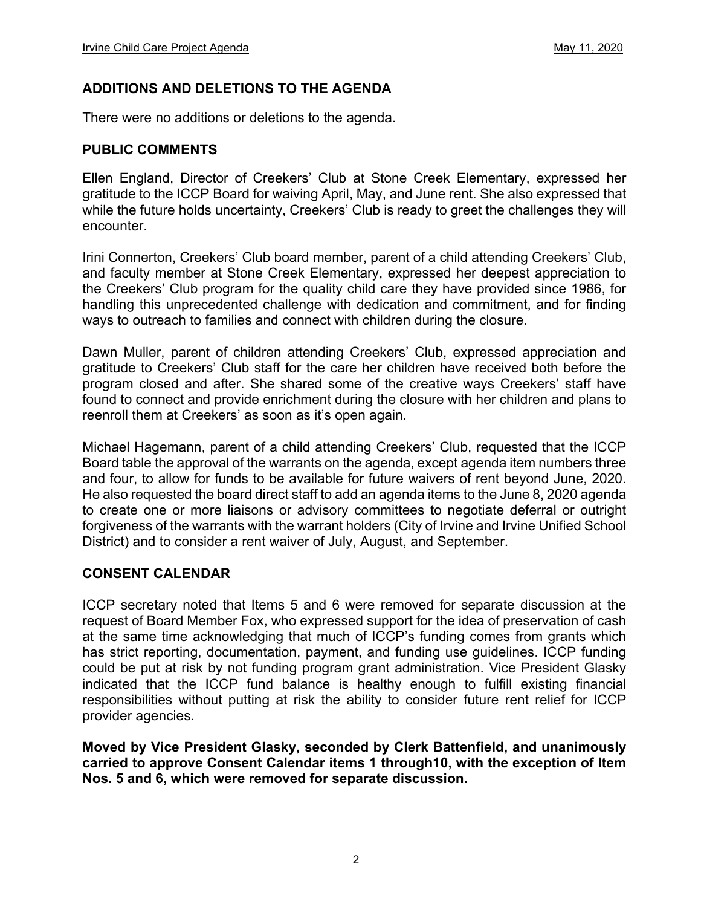## ADDITIONS AND DELETIONS TO THE AGENDA

There were no additions or deletions to the agenda.

## PUBLIC COMMENTS

Ellen England, Director of Creekers' Club at Stone Creek Elementary, expressed her gratitude to the ICCP Board for waiving April, May, and June rent. She also expressed that while the future holds uncertainty, Creekers' Club is ready to greet the challenges they will encounter.

Irini Connerton, Creekers' Club board member, parent of a child attending Creekers' Club, and faculty member at Stone Creek Elementary, expressed her deepest appreciation to the Creekers' Club program for the quality child care they have provided since 1986, for handling this unprecedented challenge with dedication and commitment, and for finding ways to outreach to families and connect with children during the closure.

Dawn Muller, parent of children attending Creekers' Club, expressed appreciation and gratitude to Creekers' Club staff for the care her children have received both before the program closed and after. She shared some of the creative ways Creekers' staff have found to connect and provide enrichment during the closure with her children and plans to reenroll them at Creekers' as soon as it's open again.

Michael Hagemann, parent of a child attending Creekers' Club, requested that the ICCP Board table the approval of the warrants on the agenda, except agenda item numbers three and four, to allow for funds to be available for future waivers of rent beyond June, 2020. He also requested the board direct staff to add an agenda items to the June 8, 2020 agenda to create one or more liaisons or advisory committees to negotiate deferral or outright forgiveness of the warrants with the warrant holders (City of Irvine and Irvine Unified School District) and to consider a rent waiver of July, August, and September.

## CONSENT CALENDAR

ICCP secretary noted that Items 5 and 6 were removed for separate discussion at the request of Board Member Fox, who expressed support for the idea of preservation of cash at the same time acknowledging that much of ICCP's funding comes from grants which has strict reporting, documentation, payment, and funding use guidelines. ICCP funding could be put at risk by not funding program grant administration. Vice President Glasky indicated that the ICCP fund balance is healthy enough to fulfill existing financial responsibilities without putting at risk the ability to consider future rent relief for ICCP provider agencies.

**Moved by Vice President Glasky, seconded by Clerk Battenfield, and unanimously carried to approve Consent Calendar items 1 through10, with the exception of Item Nos. 5 and 6, which were removed for separate discussion.**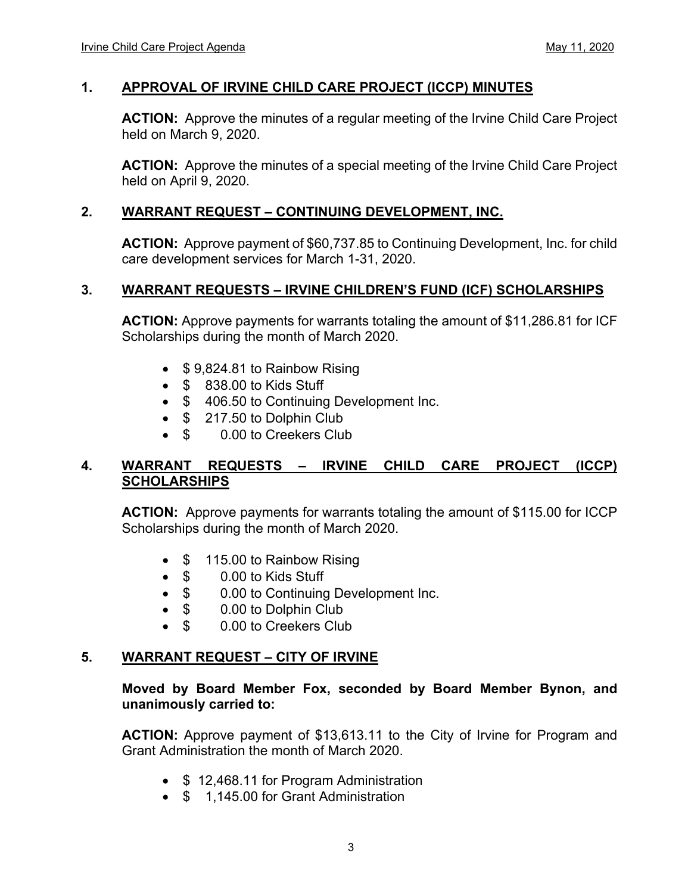## 1. APPROVAL OF IRVINE CHILD CARE PROJECT (ICCP) MINUTES

**ACTION:** Approve the minutes of a regular meeting of the Irvine Child Care Project held on March 9, 2020.

**ACTION:** Approve the minutes of a special meeting of the Irvine Child Care Project held on April 9, 2020.

## 2. WARRANT REQUEST – CONTINUING DEVELOPMENT, INC.

**ACTION:** Approve payment of $60,737.85 to Continuing Development, Inc. for child care development services for March 1-31, 2020.

## 3. WARRANT REQUESTS – IRVINE CHILDREN'S FUND (ICF) SCHOLARSHIPS

**ACTION:** Approve payments for warrants totaling the amount of $11,286.81 for ICF Scholarships during the month of March 2020.

- $ 9,824.81 to Rainbow Rising
- $ 838.00 to Kids Stuff
- $ 406.50 to Continuing Development Inc.
- $ 217.50 to Dolphin Club
- $ 0.00 to Creekers Club

## 4. WARRANT REQUESTS – IRVINE CHILD CARE PROJECT (ICCP) SCHOLARSHIPS

**ACTION:** Approve payments for warrants totaling the amount of $115.00 for ICCP Scholarships during the month of March 2020.

- $ 115.00 to Rainbow Rising
- $ 0.00 to Kids Stuff
- $ 0.00 to Continuing Development Inc.
- $ 0.00 to Dolphin Club
- $ 0.00 to Creekers Club

## 5. WARRANT REQUEST – CITY OF IRVINE

**Moved by Board Member Fox, seconded by Board Member Bynon, and unanimously carried to:**

**ACTION:** Approve payment of $13,613.11 to the City of Irvine for Program and Grant Administration the month of March 2020.

- $ 12,468.11 for Program Administration
- $ 1,145.00 for Grant Administration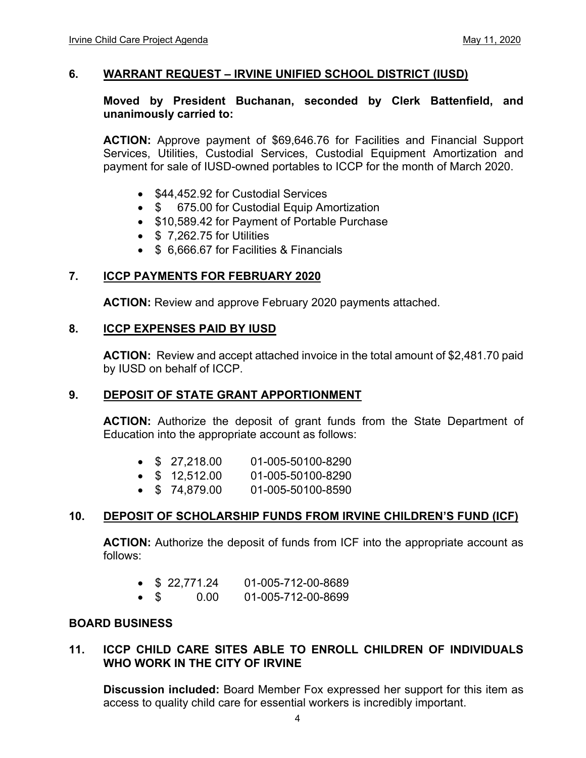## 6. WARRANT REQUEST – IRVINE UNIFIED SCHOOL DISTRICT (IUSD)

**Moved by President Buchanan, seconded by Clerk Battenfield, and unanimously carried to:**

**ACTION:** Approve payment of $69,646.76 for Facilities and Financial Support Services, Utilities, Custodial Services, Custodial Equipment Amortization and payment for sale of IUSD-owned portables to ICCP for the month of March 2020.

- $44,452.92 for Custodial Services
- $ 675.00 for Custodial Equip Amortization
- $10,589.42 for Payment of Portable Purchase
- $ 7,262.75 for Utilities
- $ 6,666.67 for Facilities & Financials

## 7. ICCP PAYMENTS FOR FEBRUARY 2020

**ACTION:** Review and approve February 2020 payments attached.

## 8. ICCP EXPENSES PAID BY IUSD

**ACTION:** Review and accept attached invoice in the total amount of $2,481.70 paid by IUSD on behalf of ICCP.

## 9. DEPOSIT OF STATE GRANT APPORTIONMENT

**ACTION:** Authorize the deposit of grant funds from the State Department of Education into the appropriate account as follows:

- $ 27,218.00 01-005-50100-8290
- $ 12,512.00 01-005-50100-8290
- $ 74,879.00 01-005-50100-8590

## 10. DEPOSIT OF SCHOLARSHIP FUNDS FROM IRVINE CHILDREN'S FUND (ICF)

**ACTION:** Authorize the deposit of funds from ICF into the appropriate account as follows:

- $ 22,771.24 01-005-712-00-8689
- $ 0.00 01-005-712-00-8699

## BOARD BUSINESS

## 11. ICCP CHILD CARE SITES ABLE TO ENROLL CHILDREN OF INDIVIDUALS WHO WORK IN THE CITY OF IRVINE

**Discussion included:** Board Member Fox expressed her support for this item as access to quality child care for essential workers is incredibly important.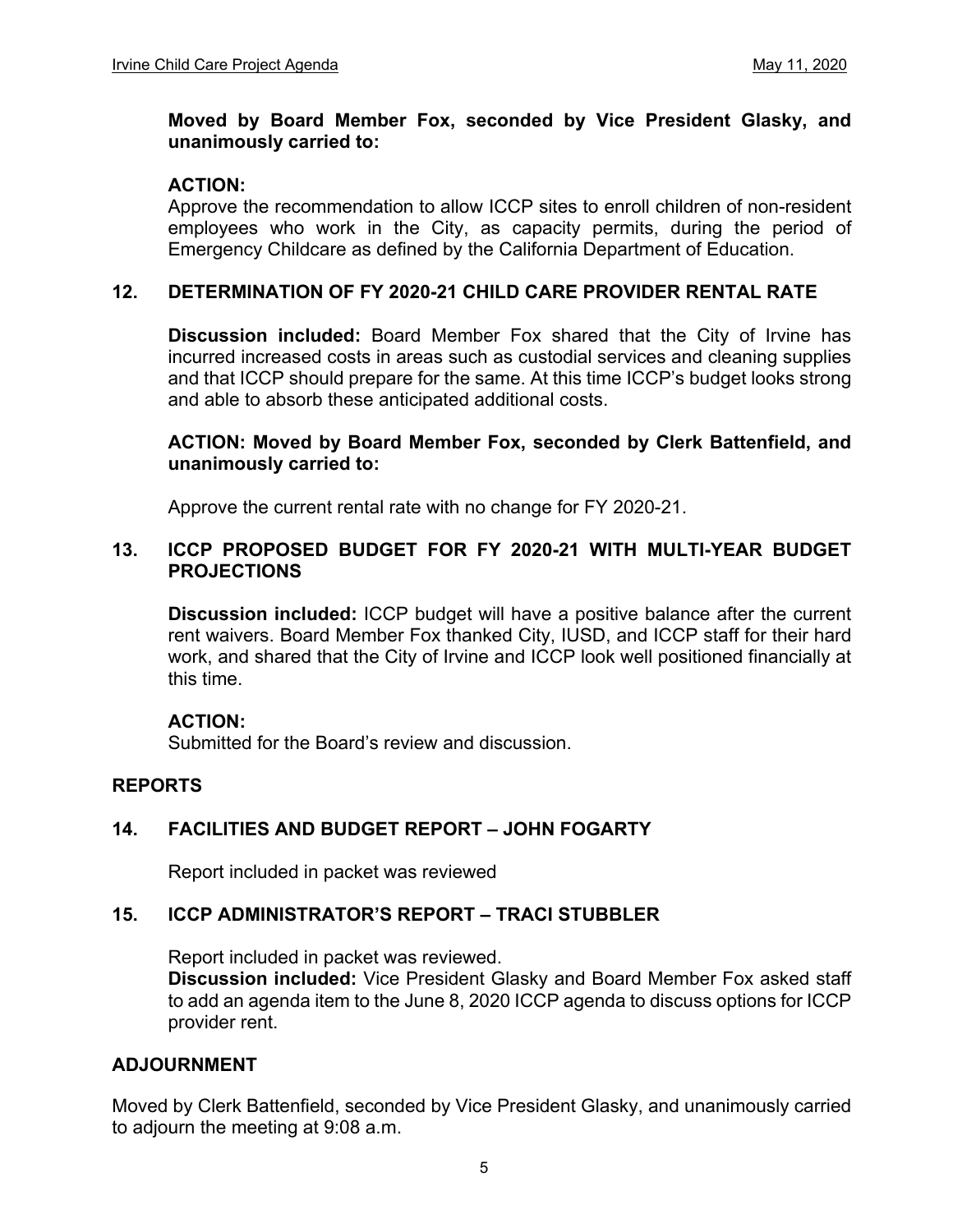**Moved by Board Member Fox, seconded by Vice President Glasky, and unanimously carried to:**

**ACTION:**
Approve the recommendation to allow ICCP sites to enroll children of non-resident employees who work in the City, as capacity permits, during the period of Emergency Childcare as defined by the California Department of Education.

## 12. DETERMINATION OF FY 2020-21 CHILD CARE PROVIDER RENTAL RATE

**Discussion included:** Board Member Fox shared that the City of Irvine has incurred increased costs in areas such as custodial services and cleaning supplies and that ICCP should prepare for the same. At this time ICCP's budget looks strong and able to absorb these anticipated additional costs.

**ACTION: Moved by Board Member Fox, seconded by Clerk Battenfield, and unanimously carried to:**

Approve the current rental rate with no change for FY 2020-21.

## 13. ICCP PROPOSED BUDGET FOR FY 2020-21 WITH MULTI-YEAR BUDGET PROJECTIONS

**Discussion included:** ICCP budget will have a positive balance after the current rent waivers. Board Member Fox thanked City, IUSD, and ICCP staff for their hard work, and shared that the City of Irvine and ICCP look well positioned financially at this time.

**ACTION:**
Submitted for the Board's review and discussion.

## REPORTS

## 14. FACILITIES AND BUDGET REPORT – JOHN FOGARTY

Report included in packet was reviewed

## 15. ICCP ADMINISTRATOR'S REPORT – TRACI STUBBLER

Report included in packet was reviewed.
**Discussion included:** Vice President Glasky and Board Member Fox asked staff to add an agenda item to the June 8, 2020 ICCP agenda to discuss options for ICCP provider rent.

## ADJOURNMENT

Moved by Clerk Battenfield, seconded by Vice President Glasky, and unanimously carried to adjourn the meeting at 9:08 a.m.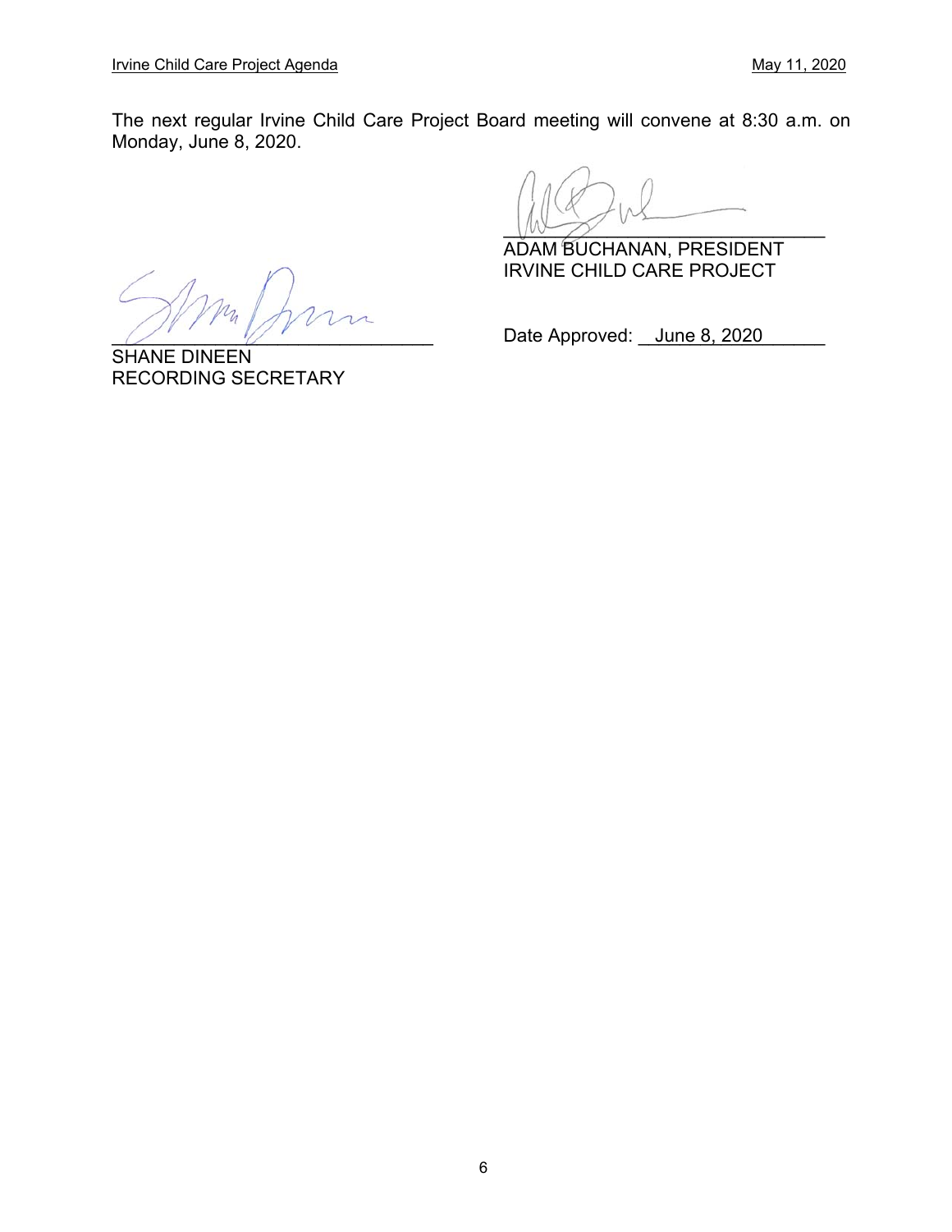The next regular Irvine Child Care Project Board meeting will convene at 8:30 a.m. on Monday, June 8, 2020.

______________________________
ADAM BUCHANAN, PRESIDENT
IRVINE CHILD CARE PROJECT

______________________________
SHANE DINEEN
RECORDING SECRETARY

Date Approved: June 8, 2020